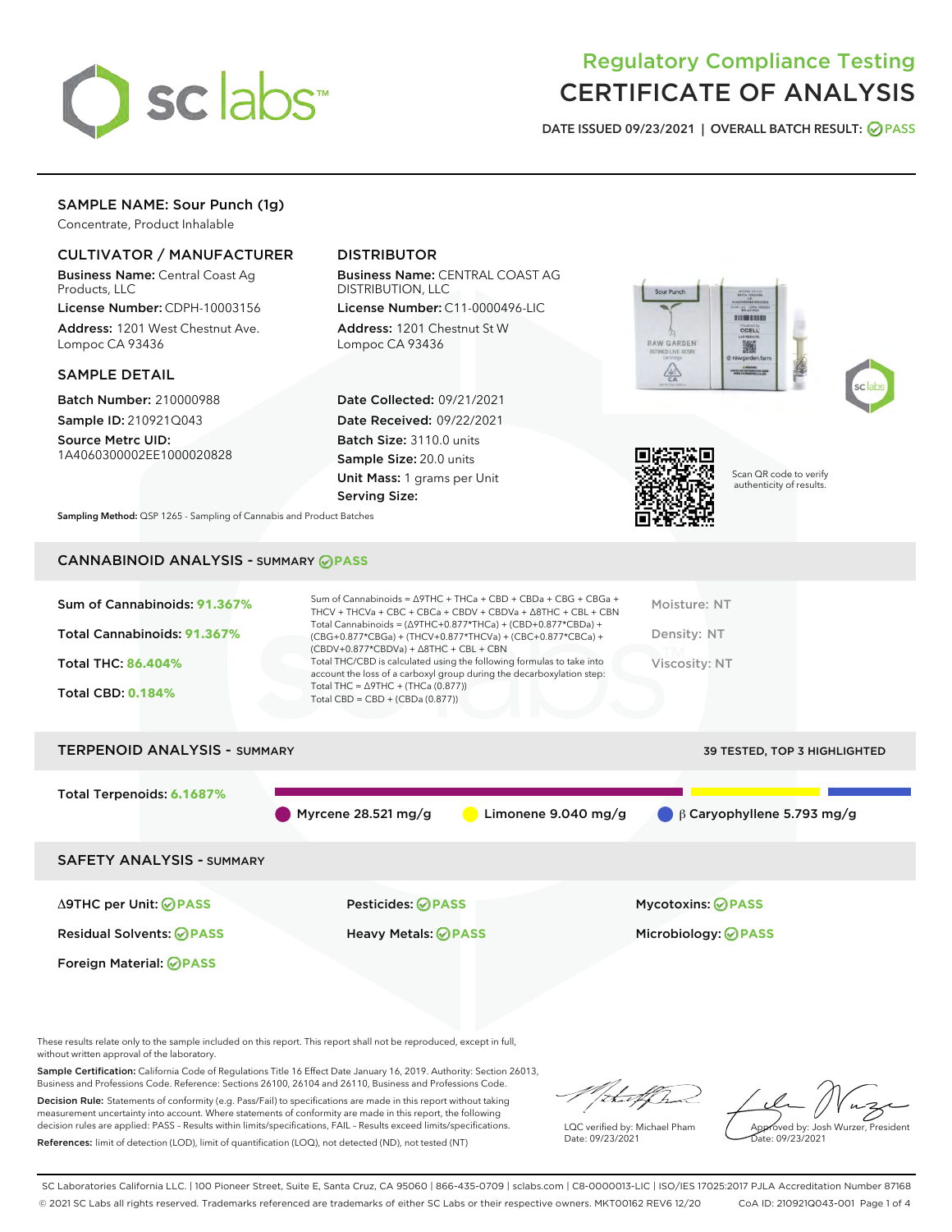# Regulatory Compliance Testing
# CERTIFICATE OF ANALYSIS

DATE ISSUED 09/23/2021 | OVERALL BATCH RESULT: PASS

## SAMPLE NAME: Sour Punch (1g)

Concentrate, Product Inhalable

### CULTIVATOR / MANUFACTURER

**Business Name:** Central Coast Ag Products, LLC

**License Number:** CDPH-10003156

**Address:** 1201 West Chestnut Ave. Lompoc CA 93436

### DISTRIBUTOR

**Business Name:** CENTRAL COAST AG DISTRIBUTION, LLC

**License Number:** C11-0000496-LIC

**Address:** 1201 Chestnut St W Lompoc CA 93436

### SAMPLE DETAIL

**Batch Number:** 210000988

**Sample ID:** 210921Q043

**Source Metrc UID:** 1A4060300002EE1000020828

**Date Collected:** 09/21/2021

**Date Received:** 09/22/2021

**Batch Size:** 3110.0 units

**Sample Size:** 20.0 units

**Unit Mass:** 1 grams per Unit

**Serving Size:**

Scan QR code to verify authenticity of results.

**Sampling Method:** QSP 1265 - Sampling of Cannabis and Product Batches

## CANNABINOID ANALYSIS - SUMMARY PASS

Sum of Cannabinoids: **91.367%**

Total Cannabinoids: **91.367%**

Total THC: **86.404%**

Total CBD: **0.184%**

Sum of Cannabinoids = Δ9THC + THCa + CBD + CBDa + CBG + CBGa + THCV + THCVa + CBC + CBCa + CBDV + CBDVa + Δ8THC + CBL + CBN

Total Cannabinoids = (Δ9THC+0.877*THCa) + (CBD+0.877*CBDa) + (CBG+0.877*CBGa) + (THCV+0.877*THCVa) + (CBC+0.877*CBCa) + (CBDV+0.877*CBDVa) + Δ8THC + CBL + CBN

Total THC/CBD is calculated using the following formulas to take into account the loss of a carboxyl group during the decarboxylation step:

Total THC = Δ9THC + (THCa (0.877))

Total CBD = CBD + (CBDa (0.877))

Moisture: NT

Density: NT

Viscosity: NT

## TERPENOID ANALYSIS - SUMMARY

39 TESTED, TOP 3 HIGHLIGHTED

Total Terpenoids: **6.1687%**

Myrcene 28.521 mg/g | Limonene 9.040 mg/g | β Caryophyllene 5.793 mg/g

## SAFETY ANALYSIS - SUMMARY

Δ9THC per Unit: PASS

Pesticides: PASS

Mycotoxins: PASS

Residual Solvents: PASS

Heavy Metals: PASS

Microbiology: PASS

Foreign Material: PASS

These results relate only to the sample included on this report. This report shall not be reproduced, except in full, without written approval of the laboratory.

**Sample Certification:** California Code of Regulations Title 16 Effect Date January 16, 2019. Authority: Section 26013, Business and Professions Code. Reference: Sections 26100, 26104 and 26110, Business and Professions Code.

**Decision Rule:** Statements of conformity (e.g. Pass/Fail) to specifications are made in this report without taking measurement uncertainty into account. Where statements of conformity are made in this report, the following decision rules are applied: PASS - Results within limits/specifications, FAIL - Results exceed limits/specifications.

**References:** limit of detection (LOD), limit of quantification (LOQ), not detected (ND), not tested (NT)

LQC verified by: Michael Pham
Date: 09/23/2021

Approved by: Josh Wurzer, President
Date: 09/23/2021

SC Laboratories California LLC. | 100 Pioneer Street, Suite E, Santa Cruz, CA 95060 | 866-435-0709 | sclabs.com | C8-0000013-LIC | ISO/IES 17025:2017 PJLA Accreditation Number 87168

© 2021 SC Labs all rights reserved. Trademarks referenced are trademarks of either SC Labs or their respective owners. MKT00162 REV6 12/20 CoA ID: 210921Q043-001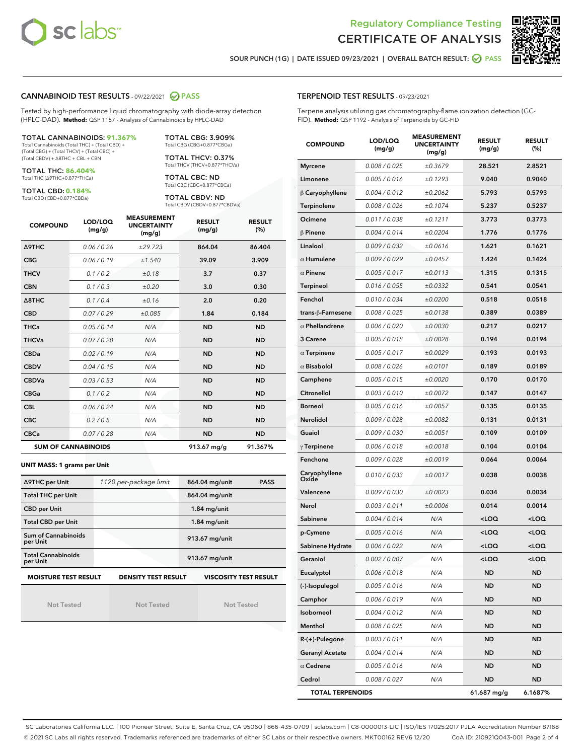Regulatory Compliance Testing

# CERTIFICATE OF ANALYSIS

SOUR PUNCH (1G) | DATE ISSUED 09/23/2021 | OVERALL BATCH RESULT: PASS

## CANNABINOID TEST RESULTS - 09/22/2021 PASS

Tested by high-performance liquid chromatography with diode-array detection (HPLC-DAD). **Method:** QSP 1157 - Analysis of Cannabinoids by HPLC-DAD

**TOTAL CANNABINOIDS: 91.367%**
Total Cannabinoids (Total THC) + (Total CBD) + (Total CBG) + (Total THCV) + (Total CBC) + (Total CBDV) + Δ8THC + CBL + CBN

**TOTAL THC: 86.404%**
Total THC (Δ9THC+0.877*THCa)

**TOTAL CBD: 0.184%**
Total CBD (CBD+0.877*CBDa)

**TOTAL CBG: 3.909%**
Total CBG (CBG+0.877*CBGa)

**TOTAL THCV: 0.37%**
Total THCV (THCV+0.877*THCVa)

**TOTAL CBC: ND**
Total CBC (CBC+0.877*CBCa)

**TOTAL CBDV: ND**
Total CBDV (CBDV+0.877*CBDVa)

| COMPOUND | LOD/LOQ (mg/g) | MEASUREMENT UNCERTAINTY (mg/g) | RESULT (mg/g) | RESULT (%) |
|---|---|---|---|---|
| Δ9THC | 0.06 / 0.26 | ±29.723 | 864.04 | 86.404 |
| CBG | 0.06 / 0.19 | ±1.540 | 39.09 | 3.909 |
| THCV | 0.1 / 0.2 | ±0.18 | 3.7 | 0.37 |
| CBN | 0.1 / 0.3 | ±0.20 | 3.0 | 0.30 |
| Δ8THC | 0.1 / 0.4 | ±0.16 | 2.0 | 0.20 |
| CBD | 0.07 / 0.29 | ±0.085 | 1.84 | 0.184 |
| THCa | 0.05 / 0.14 | N/A | ND | ND |
| THCVa | 0.07 / 0.20 | N/A | ND | ND |
| CBDa | 0.02 / 0.19 | N/A | ND | ND |
| CBDV | 0.04 / 0.15 | N/A | ND | ND |
| CBDVa | 0.03 / 0.53 | N/A | ND | ND |
| CBGa | 0.1 / 0.2 | N/A | ND | ND |
| CBL | 0.06 / 0.24 | N/A | ND | ND |
| CBC | 0.2 / 0.5 | N/A | ND | ND |
| CBCa | 0.07 / 0.28 | N/A | ND | ND |
| **SUM OF CANNABINOIDS** | | | 913.67 mg/g | 91.367% |

**UNIT MASS: 1 grams per Unit**

| | | | |
|---|---|---|---|
| Δ9THC per Unit | 1120 per-package limit | 864.04 mg/unit | PASS |
| Total THC per Unit | | 864.04 mg/unit | |
| CBD per Unit | | 1.84 mg/unit | |
| Total CBD per Unit | | 1.84 mg/unit | |
| Sum of Cannabinoids per Unit | | 913.67 mg/unit | |
| Total Cannabinoids per Unit | | 913.67 mg/unit | |

| MOISTURE TEST RESULT | DENSITY TEST RESULT | VISCOSITY TEST RESULT |
|---|---|---|
| Not Tested | Not Tested | Not Tested |

## TERPENOID TEST RESULTS - 09/23/2021

Terpene analysis utilizing gas chromatography-flame ionization detection (GC-FID). **Method:** QSP 1192 - Analysis of Terpenoids by GC-FID

| COMPOUND | LOD/LOQ (mg/g) | MEASUREMENT UNCERTAINTY (mg/g) | RESULT (mg/g) | RESULT (%) |
|---|---|---|---|---|
| Myrcene | 0.008 / 0.025 | ±0.3679 | 28.521 | 2.8521 |
| Limonene | 0.005 / 0.016 | ±0.1293 | 9.040 | 0.9040 |
| β Caryophyllene | 0.004 / 0.012 | ±0.2062 | 5.793 | 0.5793 |
| Terpinolene | 0.008 / 0.026 | ±0.1074 | 5.237 | 0.5237 |
| Ocimene | 0.011 / 0.038 | ±0.1211 | 3.773 | 0.3773 |
| β Pinene | 0.004 / 0.014 | ±0.0204 | 1.776 | 0.1776 |
| Linalool | 0.009 / 0.032 | ±0.0616 | 1.621 | 0.1621 |
| α Humulene | 0.009 / 0.029 | ±0.0457 | 1.424 | 0.1424 |
| α Pinene | 0.005 / 0.017 | ±0.0113 | 1.315 | 0.1315 |
| Terpineol | 0.016 / 0.055 | ±0.0332 | 0.541 | 0.0541 |
| Fenchol | 0.010 / 0.034 | ±0.0200 | 0.518 | 0.0518 |
| trans-β-Farnesene | 0.008 / 0.025 | ±0.0138 | 0.389 | 0.0389 |
| α Phellandrene | 0.006 / 0.020 | ±0.0030 | 0.217 | 0.0217 |
| 3 Carene | 0.005 / 0.018 | ±0.0028 | 0.194 | 0.0194 |
| α Terpinene | 0.005 / 0.017 | ±0.0029 | 0.193 | 0.0193 |
| α Bisabolol | 0.008 / 0.026 | ±0.0101 | 0.189 | 0.0189 |
| Camphene | 0.005 / 0.015 | ±0.0020 | 0.170 | 0.0170 |
| Citronellol | 0.003 / 0.010 | ±0.0072 | 0.147 | 0.0147 |
| Borneol | 0.005 / 0.016 | ±0.0057 | 0.135 | 0.0135 |
| Nerolidol | 0.009 / 0.028 | ±0.0082 | 0.131 | 0.0131 |
| Guaiol | 0.009 / 0.030 | ±0.0051 | 0.109 | 0.0109 |
| γ Terpinene | 0.006 / 0.018 | ±0.0018 | 0.104 | 0.0104 |
| Fenchone | 0.009 / 0.028 | ±0.0019 | 0.064 | 0.0064 |
| Caryophyllene Oxide | 0.010 / 0.033 | ±0.0017 | 0.038 | 0.0038 |
| Valencene | 0.009 / 0.030 | ±0.0023 | 0.034 | 0.0034 |
| Nerol | 0.003 / 0.011 | ±0.0006 | 0.014 | 0.0014 |
| Sabinene | 0.004 / 0.014 | N/A | <LOQ | <LOQ |
| p-Cymene | 0.005 / 0.016 | N/A | <LOQ | <LOQ |
| Sabinene Hydrate | 0.006 / 0.022 | N/A | <LOQ | <LOQ |
| Geraniol | 0.002 / 0.007 | N/A | <LOQ | <LOQ |
| Eucalyptol | 0.006 / 0.018 | N/A | ND | ND |
| (-)-Isopulegol | 0.005 / 0.016 | N/A | ND | ND |
| Camphor | 0.006 / 0.019 | N/A | ND | ND |
| Isoborneol | 0.004 / 0.012 | N/A | ND | ND |
| Menthol | 0.008 / 0.025 | N/A | ND | ND |
| R-(+)-Pulegone | 0.003 / 0.011 | N/A | ND | ND |
| Geranyl Acetate | 0.004 / 0.014 | N/A | ND | ND |
| α Cedrene | 0.005 / 0.016 | N/A | ND | ND |
| Cedrol | 0.008 / 0.027 | N/A | ND | ND |
| **TOTAL TERPENOIDS** | | | 61.687 mg/g | 6.1687% |

SC Laboratories California LLC. | 100 Pioneer Street, Suite E, Santa Cruz, CA 95060 | 866-435-0709 | sclabs.com | C8-0000013-LIC | ISO/IES 17025:2017 PJLA Accreditation Number 87168
© 2021 SC Labs all rights reserved. Trademarks referenced are trademarks of either SC Labs or their respective owners. MKT00162 REV6 12/20 CoA ID: 210921Q043-001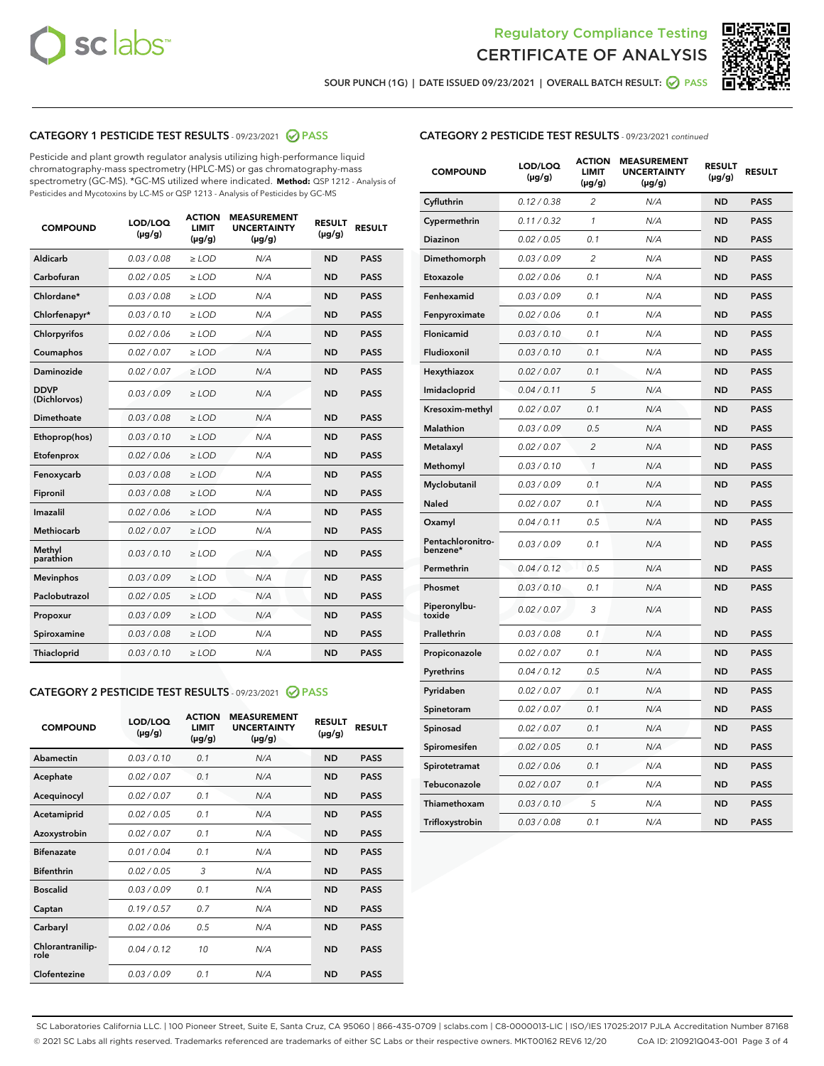# Regulatory Compliance Testing
# CERTIFICATE OF ANALYSIS

SOUR PUNCH (1G) | DATE ISSUED 09/23/2021 | OVERALL BATCH RESULT: PASS

## CATEGORY 1 PESTICIDE TEST RESULTS - 09/23/2021 PASS

Pesticide and plant growth regulator analysis utilizing high-performance liquid chromatography-mass spectrometry (HPLC-MS) or gas chromatography-mass spectrometry (GC-MS). *GC-MS utilized where indicated. **Method:** QSP 1212 - Analysis of Pesticides and Mycotoxins by LC-MS or QSP 1213 - Analysis of Pesticides by GC-MS

| COMPOUND | LOD/LOQ (µg/g) | ACTION LIMIT (µg/g) | MEASUREMENT UNCERTAINTY (µg/g) | RESULT (µg/g) | RESULT |
|---|---|---|---|---|---|
| Aldicarb | 0.03 / 0.08 | ≥ LOD | N/A | ND | PASS |
| Carbofuran | 0.02 / 0.05 | ≥ LOD | N/A | ND | PASS |
| Chlordane* | 0.03 / 0.08 | ≥ LOD | N/A | ND | PASS |
| Chlorfenapyr* | 0.03 / 0.10 | ≥ LOD | N/A | ND | PASS |
| Chlorpyrifos | 0.02 / 0.06 | ≥ LOD | N/A | ND | PASS |
| Coumaphos | 0.02 / 0.07 | ≥ LOD | N/A | ND | PASS |
| Daminozide | 0.02 / 0.07 | ≥ LOD | N/A | ND | PASS |
| DDVP (Dichlorvos) | 0.03 / 0.09 | ≥ LOD | N/A | ND | PASS |
| Dimethoate | 0.03 / 0.08 | ≥ LOD | N/A | ND | PASS |
| Ethoprop(hos) | 0.03 / 0.10 | ≥ LOD | N/A | ND | PASS |
| Etofenprox | 0.02 / 0.06 | ≥ LOD | N/A | ND | PASS |
| Fenoxycarb | 0.03 / 0.08 | ≥ LOD | N/A | ND | PASS |
| Fipronil | 0.03 / 0.08 | ≥ LOD | N/A | ND | PASS |
| Imazalil | 0.02 / 0.06 | ≥ LOD | N/A | ND | PASS |
| Methiocarb | 0.02 / 0.07 | ≥ LOD | N/A | ND | PASS |
| Methyl parathion | 0.03 / 0.10 | ≥ LOD | N/A | ND | PASS |
| Mevinphos | 0.03 / 0.09 | ≥ LOD | N/A | ND | PASS |
| Paclobutrazol | 0.02 / 0.05 | ≥ LOD | N/A | ND | PASS |
| Propoxur | 0.03 / 0.09 | ≥ LOD | N/A | ND | PASS |
| Spiroxamine | 0.03 / 0.08 | ≥ LOD | N/A | ND | PASS |
| Thiacloprid | 0.03 / 0.10 | ≥ LOD | N/A | ND | PASS |

## CATEGORY 2 PESTICIDE TEST RESULTS - 09/23/2021 PASS

| COMPOUND | LOD/LOQ (µg/g) | ACTION LIMIT (µg/g) | MEASUREMENT UNCERTAINTY (µg/g) | RESULT (µg/g) | RESULT |
|---|---|---|---|---|---|
| Abamectin | 0.03 / 0.10 | 0.1 | N/A | ND | PASS |
| Acephate | 0.02 / 0.07 | 0.1 | N/A | ND | PASS |
| Acequinocyl | 0.02 / 0.07 | 0.1 | N/A | ND | PASS |
| Acetamiprid | 0.02 / 0.05 | 0.1 | N/A | ND | PASS |
| Azoxystrobin | 0.02 / 0.07 | 0.1 | N/A | ND | PASS |
| Bifenazate | 0.01 / 0.04 | 0.1 | N/A | ND | PASS |
| Bifenthrin | 0.02 / 0.05 | 3 | N/A | ND | PASS |
| Boscalid | 0.03 / 0.09 | 0.1 | N/A | ND | PASS |
| Captan | 0.19 / 0.57 | 0.7 | N/A | ND | PASS |
| Carbaryl | 0.02 / 0.06 | 0.5 | N/A | ND | PASS |
| Chlorantraniliprole | 0.04 / 0.12 | 10 | N/A | ND | PASS |
| Clofentezine | 0.03 / 0.09 | 0.1 | N/A | ND | PASS |
| Cyfluthrin | 0.12 / 0.38 | 2 | N/A | ND | PASS |
| Cypermethrin | 0.11 / 0.32 | 1 | N/A | ND | PASS |
| Diazinon | 0.02 / 0.05 | 0.1 | N/A | ND | PASS |
| Dimethomorph | 0.03 / 0.09 | 2 | N/A | ND | PASS |
| Etoxazole | 0.02 / 0.06 | 0.1 | N/A | ND | PASS |
| Fenhexamid | 0.03 / 0.09 | 0.1 | N/A | ND | PASS |
| Fenpyroximate | 0.02 / 0.06 | 0.1 | N/A | ND | PASS |
| Flonicamid | 0.03 / 0.10 | 0.1 | N/A | ND | PASS |
| Fludioxonil | 0.03 / 0.10 | 0.1 | N/A | ND | PASS |
| Hexythiazox | 0.02 / 0.07 | 0.1 | N/A | ND | PASS |
| Imidacloprid | 0.04 / 0.11 | 5 | N/A | ND | PASS |
| Kresoxim-methyl | 0.02 / 0.07 | 0.1 | N/A | ND | PASS |
| Malathion | 0.03 / 0.09 | 0.5 | N/A | ND | PASS |
| Metalaxyl | 0.02 / 0.07 | 2 | N/A | ND | PASS |
| Methomyl | 0.03 / 0.10 | 1 | N/A | ND | PASS |
| Myclobutanil | 0.03 / 0.09 | 0.1 | N/A | ND | PASS |
| Naled | 0.02 / 0.07 | 0.1 | N/A | ND | PASS |
| Oxamyl | 0.04 / 0.11 | 0.5 | N/A | ND | PASS |
| Pentachloronitrobenzene* | 0.03 / 0.09 | 0.1 | N/A | ND | PASS |
| Permethrin | 0.04 / 0.12 | 0.5 | N/A | ND | PASS |
| Phosmet | 0.03 / 0.10 | 0.1 | N/A | ND | PASS |
| Piperonylbutoxide | 0.02 / 0.07 | 3 | N/A | ND | PASS |
| Prallethrin | 0.03 / 0.08 | 0.1 | N/A | ND | PASS |
| Propiconazole | 0.02 / 0.07 | 0.1 | N/A | ND | PASS |
| Pyrethrins | 0.04 / 0.12 | 0.5 | N/A | ND | PASS |
| Pyridaben | 0.02 / 0.07 | 0.1 | N/A | ND | PASS |
| Spinetoram | 0.02 / 0.07 | 0.1 | N/A | ND | PASS |
| Spinosad | 0.02 / 0.07 | 0.1 | N/A | ND | PASS |
| Spiromesifen | 0.02 / 0.05 | 0.1 | N/A | ND | PASS |
| Spirotetramat | 0.02 / 0.06 | 0.1 | N/A | ND | PASS |
| Tebuconazole | 0.02 / 0.07 | 0.1 | N/A | ND | PASS |
| Thiamethoxam | 0.03 / 0.10 | 5 | N/A | ND | PASS |
| Trifloxystrobin | 0.03 / 0.08 | 0.1 | N/A | ND | PASS |

SC Laboratories California LLC. | 100 Pioneer Street, Suite E, Santa Cruz, CA 95060 | 866-435-0709 | sclabs.com | C8-0000013-LIC | ISO/IES 17025:2017 PJLA Accreditation Number 87168
© 2021 SC Labs all rights reserved. Trademarks referenced are trademarks of either SC Labs or their respective owners. MKT00162 REV6 12/20 CoA ID: 210921Q043-001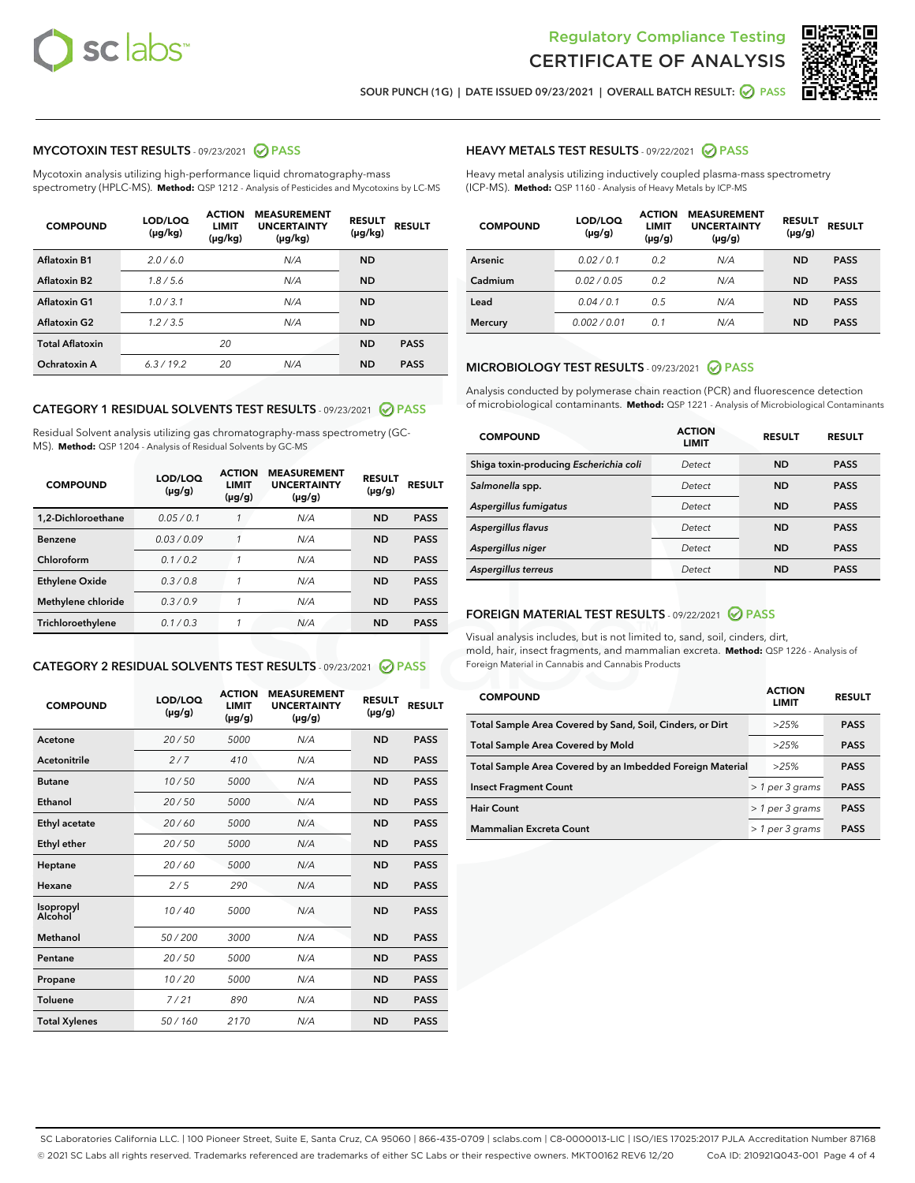Regulatory Compliance Testing
# CERTIFICATE OF ANALYSIS

SOUR PUNCH (1G) | DATE ISSUED 09/23/2021 | OVERALL BATCH RESULT: PASS

## MYCOTOXIN TEST RESULTS - 09/23/2021 PASS

Mycotoxin analysis utilizing high-performance liquid chromatography-mass spectrometry (HPLC-MS). **Method:** QSP 1212 - Analysis of Pesticides and Mycotoxins by LC-MS

| COMPOUND | LOD/LOQ (µg/kg) | ACTION LIMIT (µg/kg) | MEASUREMENT UNCERTAINTY (µg/kg) | RESULT (µg/kg) | RESULT |
|---|---|---|---|---|---|
| Aflatoxin B1 | 2.0 / 6.0 | | N/A | ND | |
| Aflatoxin B2 | 1.8 / 5.6 | | N/A | ND | |
| Aflatoxin G1 | 1.0 / 3.1 | | N/A | ND | |
| Aflatoxin G2 | 1.2 / 3.5 | | N/A | ND | |
| Total Aflatoxin | | 20 | | ND | PASS |
| Ochratoxin A | 6.3 / 19.2 | 20 | N/A | ND | PASS |

## CATEGORY 1 RESIDUAL SOLVENTS TEST RESULTS - 09/23/2021 PASS

Residual Solvent analysis utilizing gas chromatography-mass spectrometry (GC-MS). **Method:** QSP 1204 - Analysis of Residual Solvents by GC-MS

| COMPOUND | LOD/LOQ (µg/g) | ACTION LIMIT (µg/g) | MEASUREMENT UNCERTAINTY (µg/g) | RESULT (µg/g) | RESULT |
|---|---|---|---|---|---|
| 1,2-Dichloroethane | 0.05 / 0.1 | 1 | N/A | ND | PASS |
| Benzene | 0.03 / 0.09 | 1 | N/A | ND | PASS |
| Chloroform | 0.1 / 0.2 | 1 | N/A | ND | PASS |
| Ethylene Oxide | 0.3 / 0.8 | 1 | N/A | ND | PASS |
| Methylene chloride | 0.3 / 0.9 | 1 | N/A | ND | PASS |
| Trichloroethylene | 0.1 / 0.3 | 1 | N/A | ND | PASS |

## CATEGORY 2 RESIDUAL SOLVENTS TEST RESULTS - 09/23/2021 PASS

| COMPOUND | LOD/LOQ (µg/g) | ACTION LIMIT (µg/g) | MEASUREMENT UNCERTAINTY (µg/g) | RESULT (µg/g) | RESULT |
|---|---|---|---|---|---|
| Acetone | 20 / 50 | 5000 | N/A | ND | PASS |
| Acetonitrile | 2 / 7 | 410 | N/A | ND | PASS |
| Butane | 10 / 50 | 5000 | N/A | ND | PASS |
| Ethanol | 20 / 50 | 5000 | N/A | ND | PASS |
| Ethyl acetate | 20 / 60 | 5000 | N/A | ND | PASS |
| Ethyl ether | 20 / 50 | 5000 | N/A | ND | PASS |
| Heptane | 20 / 60 | 5000 | N/A | ND | PASS |
| Hexane | 2 / 5 | 290 | N/A | ND | PASS |
| Isopropyl Alcohol | 10 / 40 | 5000 | N/A | ND | PASS |
| Methanol | 50 / 200 | 3000 | N/A | ND | PASS |
| Pentane | 20 / 50 | 5000 | N/A | ND | PASS |
| Propane | 10 / 20 | 5000 | N/A | ND | PASS |
| Toluene | 7 / 21 | 890 | N/A | ND | PASS |
| Total Xylenes | 50 / 160 | 2170 | N/A | ND | PASS |

## HEAVY METALS TEST RESULTS - 09/22/2021 PASS

Heavy metal analysis utilizing inductively coupled plasma-mass spectrometry (ICP-MS). **Method:** QSP 1160 - Analysis of Heavy Metals by ICP-MS

| COMPOUND | LOD/LOQ (µg/g) | ACTION LIMIT (µg/g) | MEASUREMENT UNCERTAINTY (µg/g) | RESULT (µg/g) | RESULT |
|---|---|---|---|---|---|
| Arsenic | 0.02 / 0.1 | 0.2 | N/A | ND | PASS |
| Cadmium | 0.02 / 0.05 | 0.2 | N/A | ND | PASS |
| Lead | 0.04 / 0.1 | 0.5 | N/A | ND | PASS |
| Mercury | 0.002 / 0.01 | 0.1 | N/A | ND | PASS |

## MICROBIOLOGY TEST RESULTS - 09/23/2021 PASS

Analysis conducted by polymerase chain reaction (PCR) and fluorescence detection of microbiological contaminants. **Method:** QSP 1221 - Analysis of Microbiological Contaminants

| COMPOUND | ACTION LIMIT | RESULT | RESULT |
|---|---|---|---|
| Shiga toxin-producing *Escherichia coli* | Detect | ND | PASS |
| *Salmonella* spp. | Detect | ND | PASS |
| *Aspergillus fumigatus* | Detect | ND | PASS |
| *Aspergillus flavus* | Detect | ND | PASS |
| *Aspergillus niger* | Detect | ND | PASS |
| *Aspergillus terreus* | Detect | ND | PASS |

## FOREIGN MATERIAL TEST RESULTS - 09/22/2021 PASS

Visual analysis includes, but is not limited to, sand, soil, cinders, dirt, mold, hair, insect fragments, and mammalian excreta. **Method:** QSP 1226 - Analysis of Foreign Material in Cannabis and Cannabis Products

| COMPOUND | ACTION LIMIT | RESULT |
|---|---|---|
| Total Sample Area Covered by Sand, Soil, Cinders, or Dirt | >25% | PASS |
| Total Sample Area Covered by Mold | >25% | PASS |
| Total Sample Area Covered by an Imbedded Foreign Material | >25% | PASS |
| Insect Fragment Count | > 1 per 3 grams | PASS |
| Hair Count | > 1 per 3 grams | PASS |
| Mammalian Excreta Count | > 1 per 3 grams | PASS |

SC Laboratories California LLC. | 100 Pioneer Street, Suite E, Santa Cruz, CA 95060 | 866-435-0709 | sclabs.com | C8-0000013-LIC | ISO/IES 17025:2017 PJLA Accreditation Number 87168
© 2021 SC Labs all rights reserved. Trademarks referenced are trademarks of either SC Labs or their respective owners. MKT00162 REV6 12/20 CoA ID: 210921Q043-001